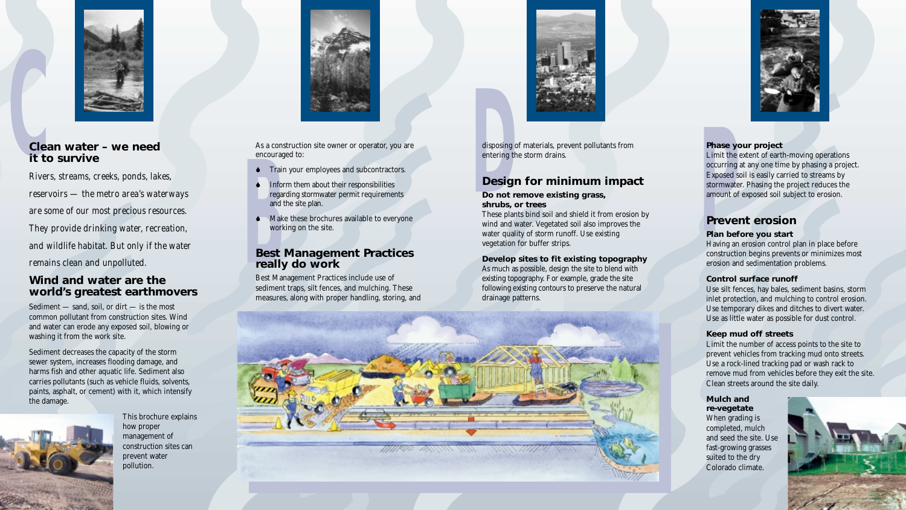## Clean water – we need it to survive

*Rivers, streams, creeks, ponds, lakes, reservoirs — the metro area's waterways are some of our most precious resources. They provide drinking water, recreation, and wildlife habitat. But only if the water remains clean and unpolluted.*

## Wind and water are the world's greatest earthmovers

Sediment — sand, soil, or dirt — is the most common pollutant from construction sites. Wind and water can erode any exposed soil, blowing or washing it from the work site.

Sediment decreases the capacity of the storm sewer system, increases flooding damage, and harms fish and other aquatic life. Sediment also carries pollutants (such as vehicle fluids, solvents, paints, asphalt, or cement) with it, which intensify the damage.

This brochure explains how proper management of construction sites can prevent water pollution.

As a construction site owner or operator, you are encouraged to:

- Train your employees and subcontractors.
- Inform them about their responsibilities regarding stormwater permit requirements and the site plan.
- Make these brochures available to everyone working on the site.

## Best Management Practices really do work

Best Management Practices include use of sediment traps, silt fences, and mulching. These measures, along with proper handling, storing, and disposing of materials, prevent pollutants from entering the storm drains.

## Design for minimum impact

### Do not remove existing grass, shrubs, or trees

These plants bind soil and shield it from erosion by wind and water. Vegetated soil also improves the water quality of storm runoff. Use existing vegetation for buffer strips.

### Develop sites to fit existing topography

As much as possible, design the site to blend with existing topography. For example, grade the site following existing contours to preserve the natural drainage patterns.

### Phase your project

Limit the extent of earth-moving operations occurring at any one time by phasing a project. Exposed soil is easily carried to streams by stormwater. Phasing the project reduces the amount of exposed soil subject to erosion.

## Prevent erosion

### Plan before you start

Having an erosion control plan in place before construction begins prevents or minimizes most erosion and sedimentation problems.

### Control surface runoff

Use silt fences, hay bales, sediment basins, storm inlet protection, and mulching to control erosion. Use temporary dikes and ditches to divert water. Use as little water as possible for dust control.

### Keep mud off streets

Limit the number of access points to the site to prevent vehicles from tracking mud onto streets. Use a rock-lined tracking pad or wash rack to remove mud from vehicles before they exit the site. Clean streets around the site daily.

### Mulch and re-vegetate

When grading is completed, mulch and seed the site. Use fast-growing grasses suited to the dry Colorado climate.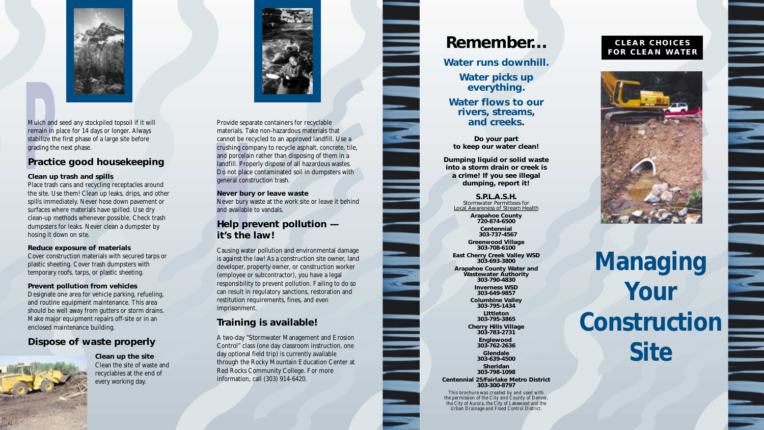Mulch and seed any stockpiled topsoil if it will remain in place for 14 days or longer. Always stabilize the first phase of a large site before grading the next phase.

## Practice good housekeeping

### Clean up trash and spills

Place trash cans and recycling receptacles around the site. Use them! Clean up leaks, drips, and other spills immediately. Never hose down pavement or surfaces where materials have spilled. Use dry clean-up methods whenever possible. Check trash dumpsters for leaks. Never clean a dumpster by hosing it down on site.

### Reduce exposure of materials

Cover construction materials with secured tarps or plastic sheeting. Cover trash dumpsters with temporary roofs, tarps, or plastic sheeting.

### Prevent pollution from vehicles

Designate one area for vehicle parking, refueling, and routine equipment maintenance. This area should be well away from gutters or storm drains. Make major equipment repairs off-site or in an enclosed maintenance building.

## Dispose of waste properly

### Clean up the site

Clean the site of waste and recyclables at the end of every working day.

Provide separate containers for recyclable materials. Take non-hazardous materials that cannot be recycled to an approved landfill. Use a crushing company to recycle asphalt, concrete, tile, and porcelain rather than disposing of them in a landfill. Properly dispose of all hazardous wastes. Do not place contaminated soil in dumpsters with general construction trash.

### Never bury or leave waste

Never bury waste at the work site or leave it behind and available to vandals.

## Help prevent pollution — it's the law!

Causing water pollution and environmental damage is against the law! As a construction site owner, land developer, property owner, or construction worker (employee or subcontractor), you have a legal responsibility to prevent pollution. Failing to do so can result in regulatory sanctions, restoration and restitution requirements, fines, and even imprisonment.

## Training is available!

A two-day "Stormwater Management and Erosion Control" class (one day classroom instruction, one day optional field trip) is currently available through the Rocky Mountain Education Center at Red Rocks Community College. For more information, call (303) 914-6420.

# Remember...

**Water runs downhill.**

**Water picks up everything.**

**Water flows to our rivers, streams, and creeks.**

**Do your part to keep our water clean!**

**Dumping liquid or solid waste into a storm drain or creek is a crime! If you see illegal dumping, report it!**

**S.P.L.A.S.H.**
Stormwater Permittees for Local Awareness of Stream Health

**Arapahoe County**
720-874-6500

**Centennial**
303-737-4567

**Greenwood Village**
303-708-6100

**East Cherry Creek Valley WSD**
303-693-3800

**Arapahoe County Water and Wastewater Authority**
303-790-4830

**Inverness WSD**
303-649-9857

**Columbine Valley**
303-795-1434

**Littleton**
303-795-3865

**Cherry Hills Village**
303-783-2731

**Englewood**
303-762-2636

**Glendale**
303-639-4500

**Sheridan**
303-798-1098

**Centennial 25/Fairlake Metro District**
303-300-8797

*This brochure was created by and used with the permission of the City and County of Denver, the City of Aurora, the City of Lakewood and the Urban Drainage and Flood Control District.*

**CLEAR CHOICES FOR CLEAN WATER**

# Managing Your Construction Site